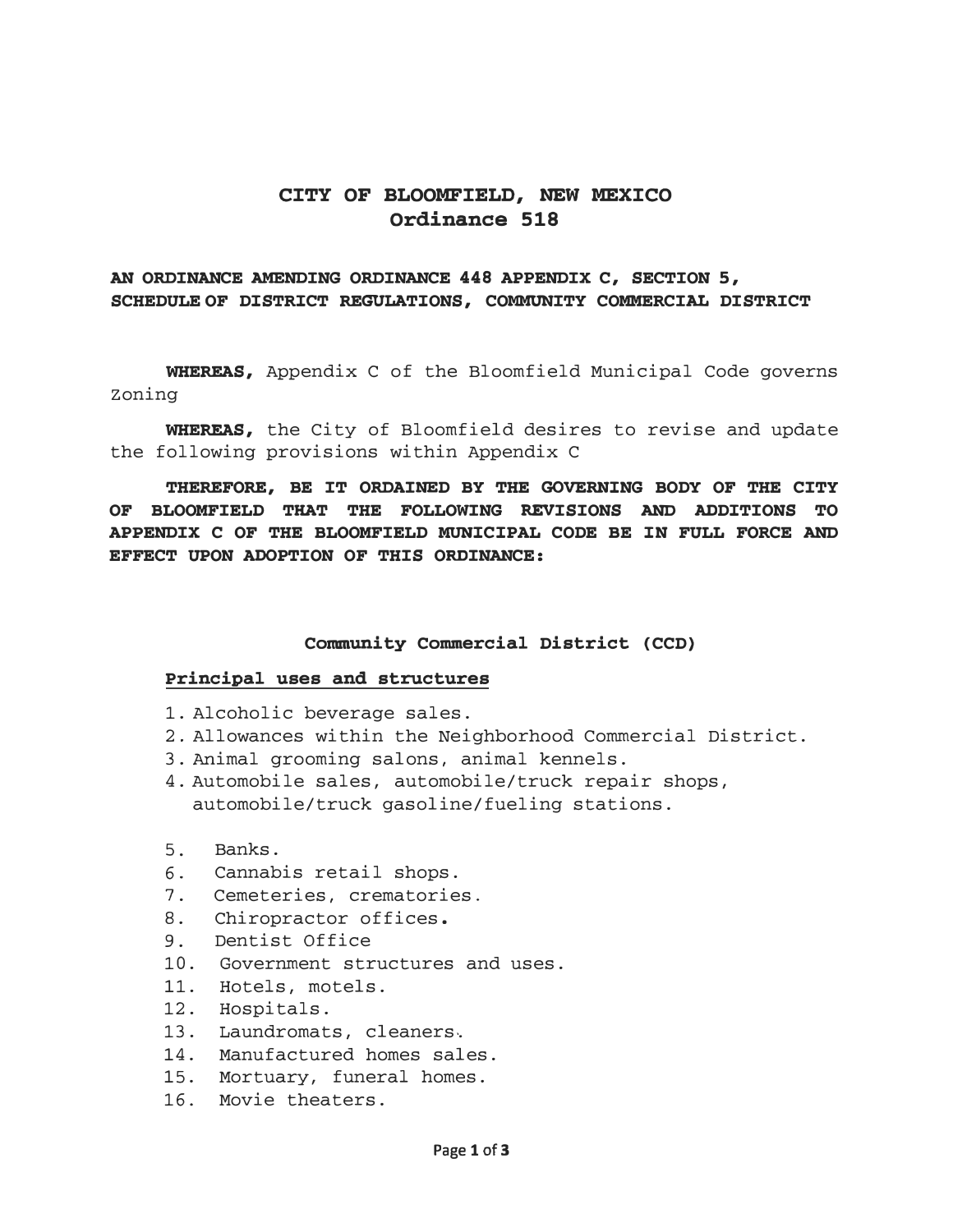# CITY OF BLOOMFIELD, NEW MEXICO
# Ordinance 518

**AN ORDINANCE AMENDING ORDINANCE 448 APPENDIX C, SECTION 5, SCHEDULE OF DISTRICT REGULATIONS, COMMUNITY COMMERCIAL DISTRICT**

**WHEREAS,** Appendix C of the Bloomfield Municipal Code governs Zoning

**WHEREAS,** the City of Bloomfield desires to revise and update the following provisions within Appendix C

**THEREFORE, BE IT ORDAINED BY THE GOVERNING BODY OF THE CITY OF BLOOMFIELD THAT THE FOLLOWING REVISIONS AND ADDITIONS TO APPENDIX C OF THE BLOOMFIELD MUNICIPAL CODE BE IN FULL FORCE AND EFFECT UPON ADOPTION OF THIS ORDINANCE:**

## Community Commercial District (CCD)

**Principal uses and structures**

1. Alcoholic beverage sales.
2. Allowances within the Neighborhood Commercial District.
3. Animal grooming salons, animal kennels.
4. Automobile sales, automobile/truck repair shops, automobile/truck gasoline/fueling stations.
5. Banks.
6. Cannabis retail shops.
7. Cemeteries, crematories.
8. Chiropractor offices.
9. Dentist Office
10. Government structures and uses.
11. Hotels, motels.
12. Hospitals.
13. Laundromats, cleaners.
14. Manufactured homes sales.
15. Mortuary, funeral homes.
16. Movie theaters.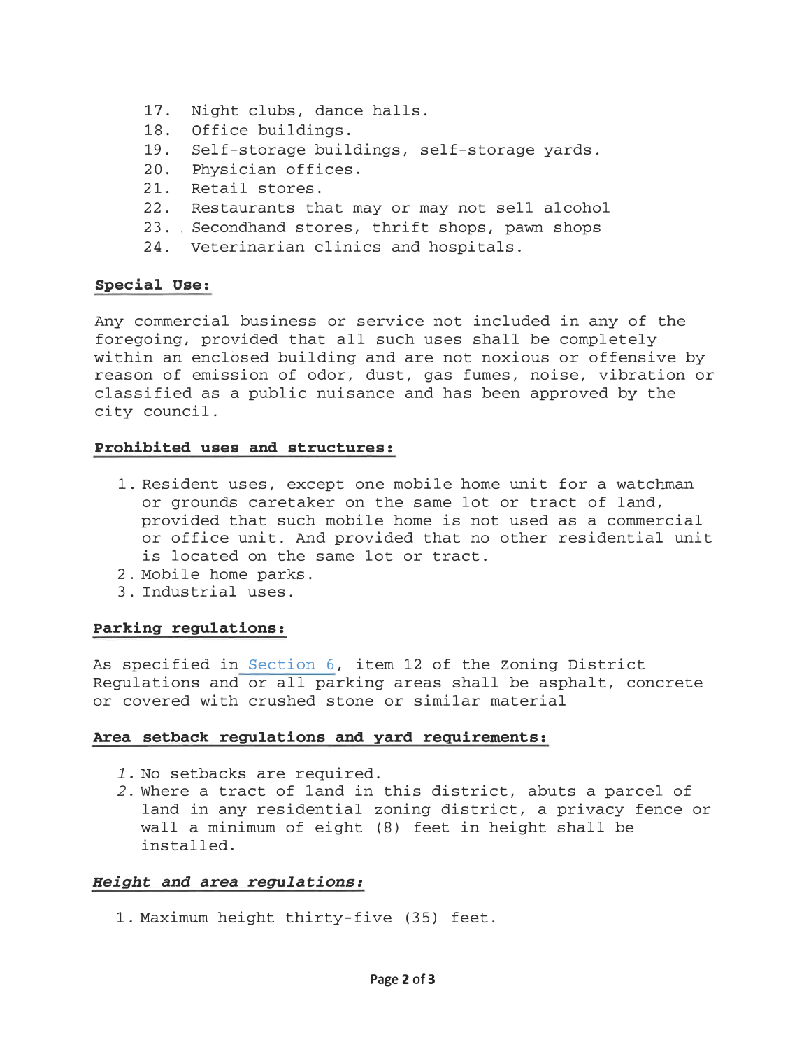17. Night clubs, dance halls.
18. Office buildings.
19. Self-storage buildings, self-storage yards.
20. Physician offices.
21. Retail stores.
22. Restaurants that may or may not sell alcohol
23. Secondhand stores, thrift shops, pawn shops
24. Veterinarian clinics and hospitals.

**Special Use:**

Any commercial business or service not included in any of the foregoing, provided that all such uses shall be completely within an enclosed building and are not noxious or offensive by reason of emission of odor, dust, gas fumes, noise, vibration or classified as a public nuisance and has been approved by the city council.

**Prohibited uses and structures:**

1. Resident uses, except one mobile home unit for a watchman or grounds caretaker on the same lot or tract of land, provided that such mobile home is not used as a commercial or office unit. And provided that no other residential unit is located on the same lot or tract.
2. Mobile home parks.
3. Industrial uses.

**Parking regulations:**

As specified in Section 6, item 12 of the Zoning District Regulations and or all parking areas shall be asphalt, concrete or covered with crushed stone or similar material

**Area setback regulations and yard requirements:**

1. No setbacks are required.
2. Where a tract of land in this district, abuts a parcel of land in any residential zoning district, a privacy fence or wall a minimum of eight (8) feet in height shall be installed.

***Height and area regulations:***

1. Maximum height thirty-five (35) feet.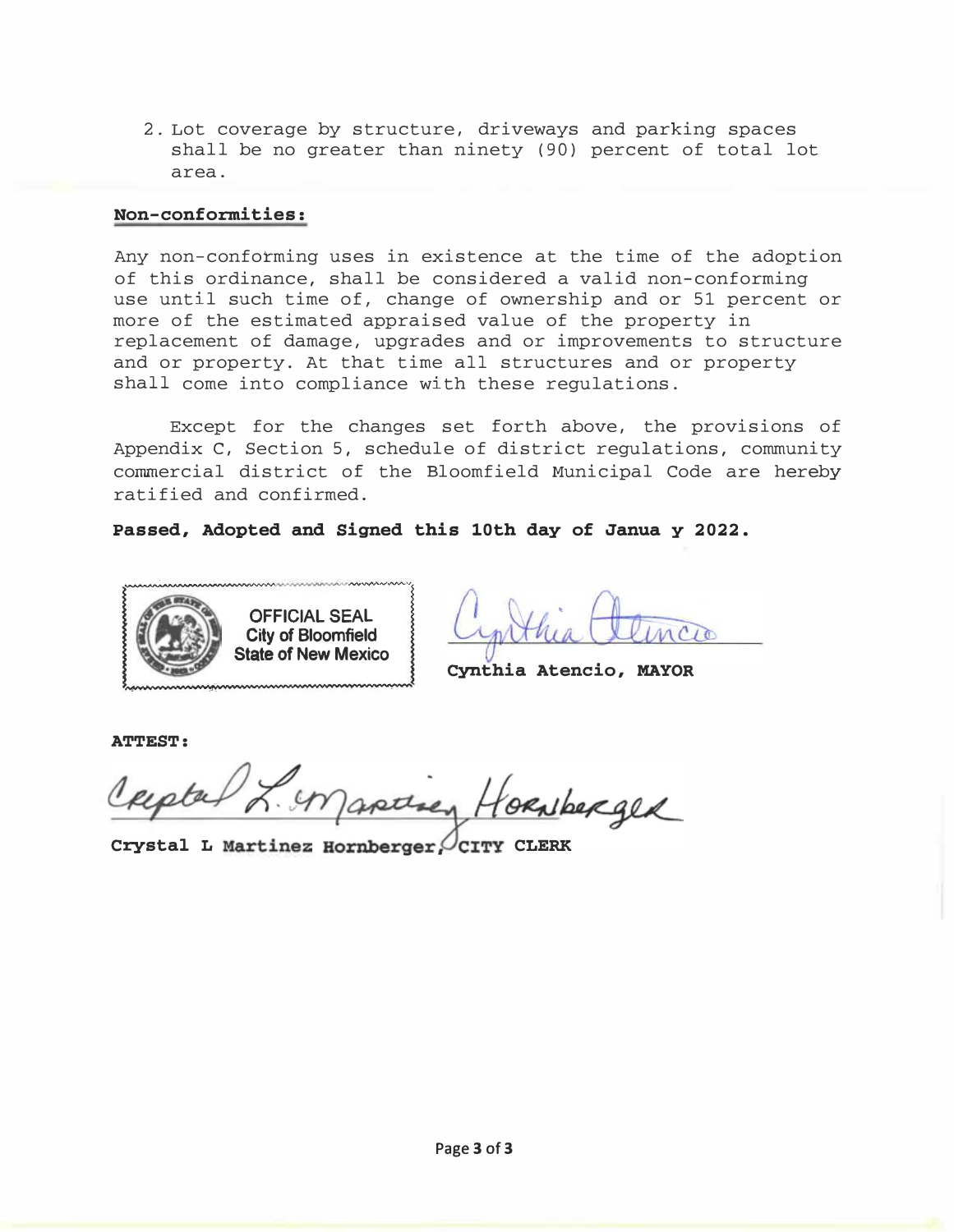2. Lot coverage by structure, driveways and parking spaces shall be no greater than ninety (90) percent of total lot area.

**Non-conformities:**

Any non-conforming uses in existence at the time of the adoption of this ordinance, shall be considered a valid non-conforming use until such time of, change of ownership and or 51 percent or more of the estimated appraised value of the property in replacement of damage, upgrades and or improvements to structure and or property. At that time all structures and or property shall come into compliance with these regulations.

Except for the changes set forth above, the provisions of Appendix C, Section 5, schedule of district regulations, community commercial district of the Bloomfield Municipal Code are hereby ratified and confirmed.

**Passed, Adopted and Signed this 10th day of Janua y 2022.**

OFFICIAL SEAL
City of Bloomfield
State of New Mexico

Cynthia Atencio

**Cynthia Atencio, MAYOR**

**ATTEST:**

Crystal L. Martinez Hornberger

**Crystal L Martinez Hornberger, CITY CLERK**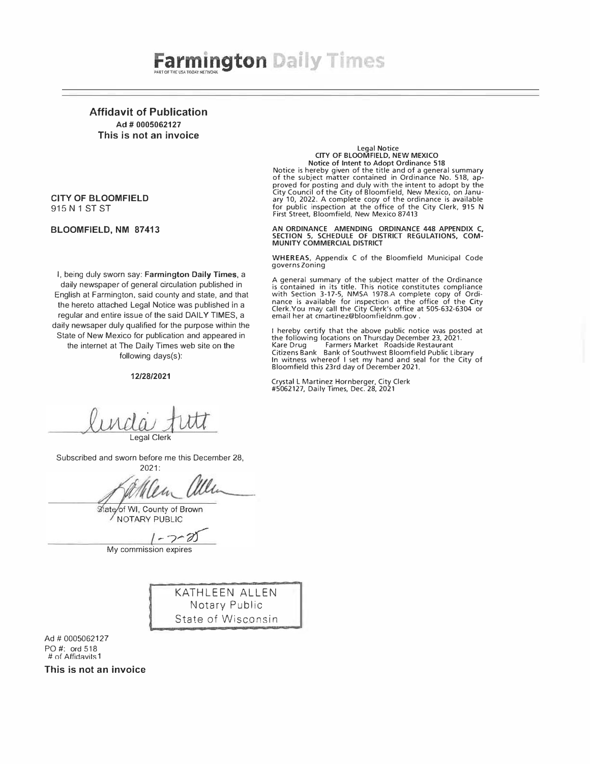# Farmington Daily Times

PART OF THE USA TODAY NETWORK

**Affidavit of Publication**
**Ad # 0005062127**
**This is not an invoice**

**CITY OF BLOOMFIELD**
915 N 1 ST ST

**BLOOMFIELD, NM 87413**

I, being duly sworn say: **Farmington Daily Times**, a daily newspaper of general circulation published in English at Farmington, said county and state, and that the hereto attached Legal Notice was published in a regular and entire issue of the said DAILY TIMES, a daily newsaper duly qualified for the purpose within the State of New Mexico for publication and appeared in the internet at The Daily Times web site on the following days(s):

**12/28/2021**

Linda Tutt
Legal Clerk

Subscribed and sworn before me this December 28, 2021:

Kathleen Allen
State of WI, County of Brown
NOTARY PUBLIC

1-7-25
My commission expires

KATHLEEN ALLEN
Notary Public
State of Wisconsin

Ad # 0005062127
PO #: ord 518
\# of Affidavits 1

**This is not an invoice**

---

Legal Notice
**CITY OF BLOOMFIELD, NEW MEXICO**
**Notice of Intent to Adopt Ordinance 518**

Notice is hereby given of the title and of a general summary of the subject matter contained in Ordinance No. 518, approved for posting and duly with the intent to adopt by the City Council of the City of Bloomfield, New Mexico, on January 10, 2022. A complete copy of the ordinance is available for public inspection at the office of the City Clerk, 915 N First Street, Bloomfield, New Mexico 87413

**AN ORDINANCE AMENDING ORDINANCE 448 APPENDIX C, SECTION 5, SCHEDULE OF DISTRICT REGULATIONS, COMMUNITY COMMERCIAL DISTRICT**

**WHEREAS**, Appendix C of the Bloomfield Municipal Code governs Zoning

A general summary of the subject matter of the Ordinance is contained in its title. This notice constitutes compliance with Section 3-17-5, NMSA 1978.A complete copy of Ordinance is available for inspection at the office of the City Clerk.You may call the City Clerk's office at 505-632-6304 or email her at cmartinez@bloomfieldnm.gov .

I hereby certify that the above public notice was posted at the following locations on Thursday December 23, 2021.
Kare Drug Farmers Market Roadside Restaurant
Citizens Bank Bank of Southwest Bloomfield Public Library
In witness whereof I set my hand and seal for the City of Bloomfield this 23rd day of December 2021.

Crystal L Martinez Hornberger, City Clerk
\#5062127, Daily Times, Dec. 28, 2021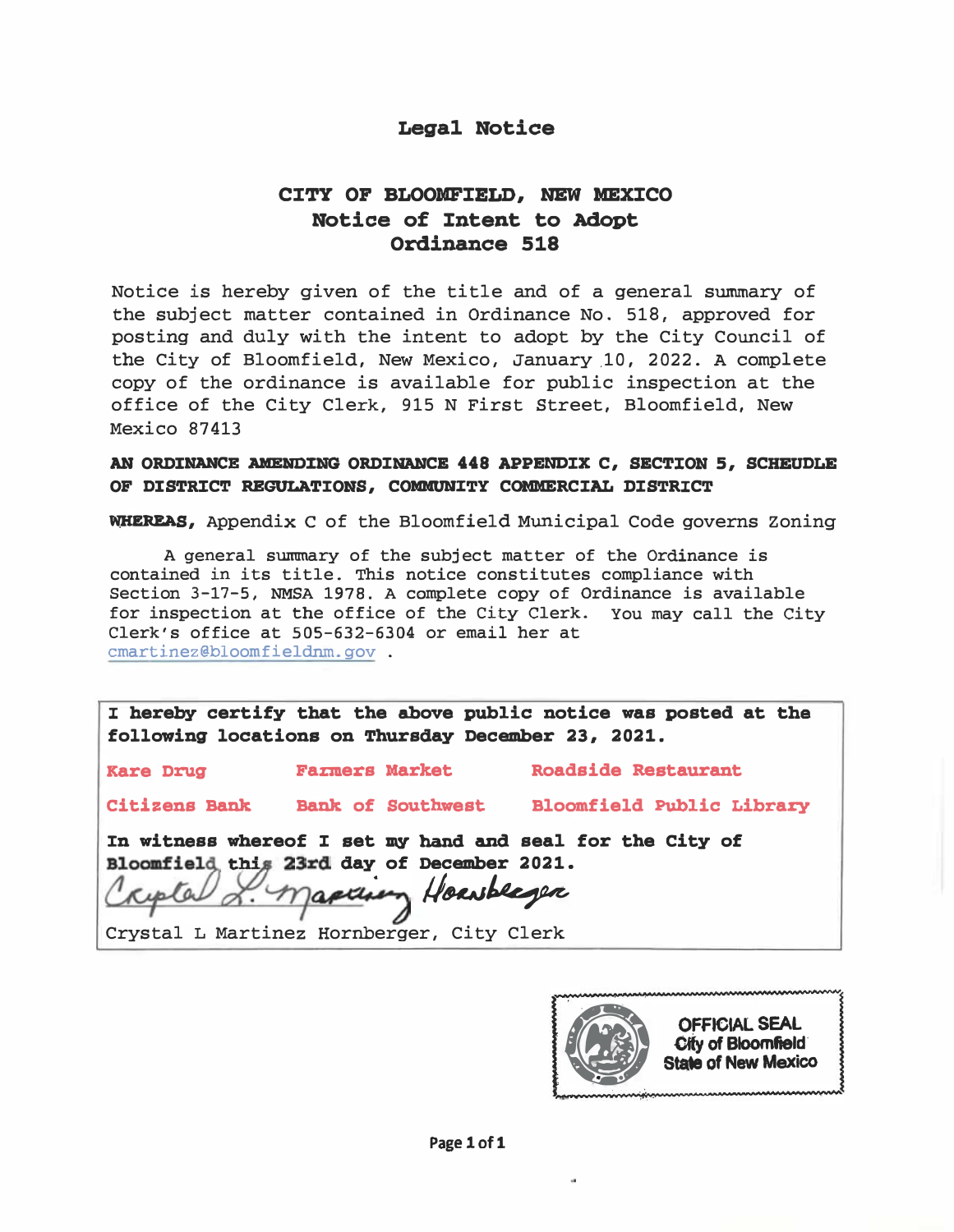# Legal Notice

## CITY OF BLOOMFIELD, NEW MEXICO
## Notice of Intent to Adopt
## Ordinance 518

Notice is hereby given of the title and of a general summary of the subject matter contained in Ordinance No. 518, approved for posting and duly with the intent to adopt by the City Council of the City of Bloomfield, New Mexico, January 10, 2022. A complete copy of the ordinance is available for public inspection at the office of the City Clerk, 915 N First Street, Bloomfield, New Mexico 87413

**AN ORDINANCE AMENDING ORDINANCE 448 APPENDIX C, SECTION 5, SCHEUDLE OF DISTRICT REGULATIONS, COMMUNITY COMMERCIAL DISTRICT**

**WHEREAS,** Appendix C of the Bloomfield Municipal Code governs Zoning

A general summary of the subject matter of the Ordinance is contained in its title. This notice constitutes compliance with Section 3-17-5, NMSA 1978. A complete copy of Ordinance is available for inspection at the office of the City Clerk. You may call the City Clerk's office at 505-632-6304 or email her at cmartinez@bloomfieldnm.gov .

**I hereby certify that the above public notice was posted at the following locations on Thursday December 23, 2021.**

| | | |
|---|---|---|
| **Kare Drug** | **Farmers Market** | **Roadside Restaurant** |
| **Citizens Bank** | **Bank of Southwest** | **Bloomfield Public Library** |

**In witness whereof I set my hand and seal for the City of Bloomfield this 23rd day of December 2021.**

Crystal L Martinez Hornberger

Crystal L Martinez Hornberger, City Clerk

OFFICIAL SEAL
City of Bloomfield
State of New Mexico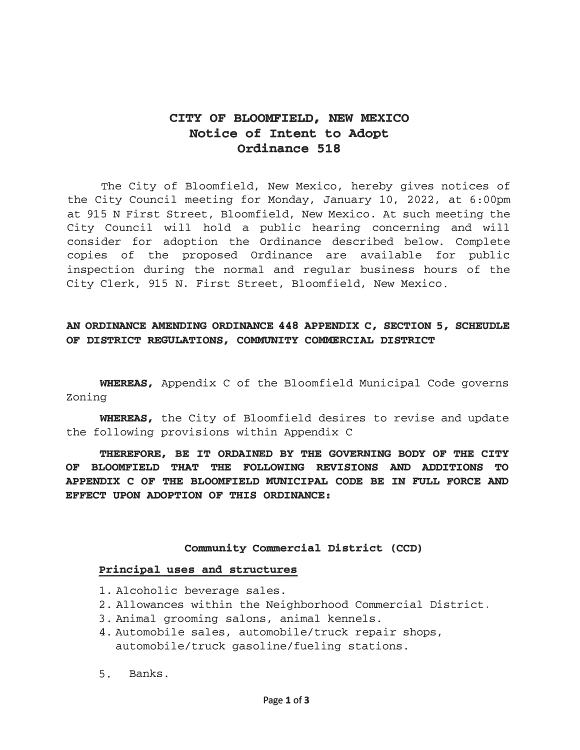# CITY OF BLOOMFIELD, NEW MEXICO
## Notice of Intent to Adopt
## Ordinance 518

The City of Bloomfield, New Mexico, hereby gives notices of the City Council meeting for Monday, January 10, 2022, at 6:00pm at 915 N First Street, Bloomfield, New Mexico. At such meeting the City Council will hold a public hearing concerning and will consider for adoption the Ordinance described below. Complete copies of the proposed Ordinance are available for public inspection during the normal and regular business hours of the City Clerk, 915 N. First Street, Bloomfield, New Mexico.

**AN ORDINANCE AMENDING ORDINANCE 448 APPENDIX C, SECTION 5, SCHEUDLE OF DISTRICT REGULATIONS, COMMUNITY COMMERCIAL DISTRICT**

**WHEREAS,** Appendix C of the Bloomfield Municipal Code governs Zoning

**WHEREAS,** the City of Bloomfield desires to revise and update the following provisions within Appendix C

**THEREFORE, BE IT ORDAINED BY THE GOVERNING BODY OF THE CITY OF BLOOMFIELD THAT THE FOLLOWING REVISIONS AND ADDITIONS TO APPENDIX C OF THE BLOOMFIELD MUNICIPAL CODE BE IN FULL FORCE AND EFFECT UPON ADOPTION OF THIS ORDINANCE:**

**Community Commercial District (CCD)**

**Principal uses and structures**

1. Alcoholic beverage sales.
2. Allowances within the Neighborhood Commercial District.
3. Animal grooming salons, animal kennels.
4. Automobile sales, automobile/truck repair shops, automobile/truck gasoline/fueling stations.
5. Banks.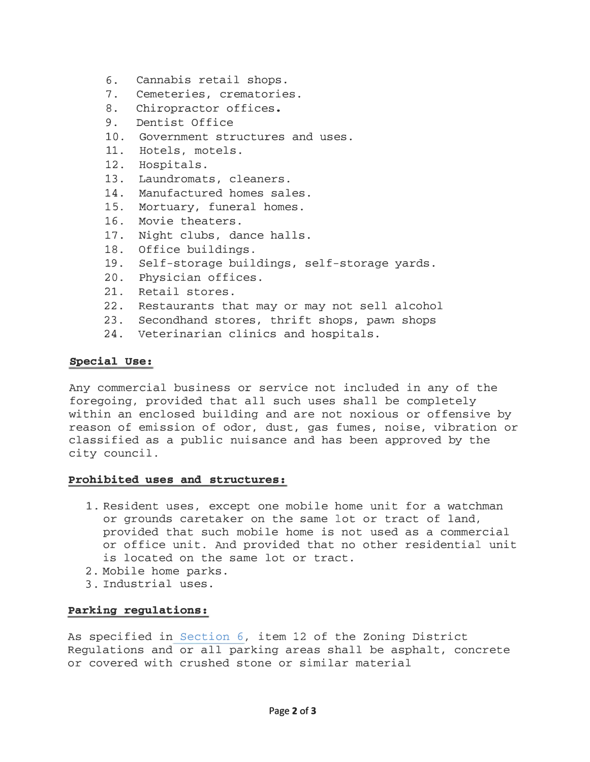6. Cannabis retail shops.
7. Cemeteries, crematories.
8. Chiropractor offices.
9. Dentist Office
10. Government structures and uses.
11. Hotels, motels.
12. Hospitals.
13. Laundromats, cleaners.
14. Manufactured homes sales.
15. Mortuary, funeral homes.
16. Movie theaters.
17. Night clubs, dance halls.
18. Office buildings.
19. Self-storage buildings, self-storage yards.
20. Physician offices.
21. Retail stores.
22. Restaurants that may or may not sell alcohol
23. Secondhand stores, thrift shops, pawn shops
24. Veterinarian clinics and hospitals.

**Special Use:**

Any commercial business or service not included in any of the foregoing, provided that all such uses shall be completely within an enclosed building and are not noxious or offensive by reason of emission of odor, dust, gas fumes, noise, vibration or classified as a public nuisance and has been approved by the city council.

**Prohibited uses and structures:**

1. Resident uses, except one mobile home unit for a watchman or grounds caretaker on the same lot or tract of land, provided that such mobile home is not used as a commercial or office unit. And provided that no other residential unit is located on the same lot or tract.
2. Mobile home parks.
3. Industrial uses.

**Parking regulations:**

As specified in Section 6, item 12 of the Zoning District Regulations and or all parking areas shall be asphalt, concrete or covered with crushed stone or similar material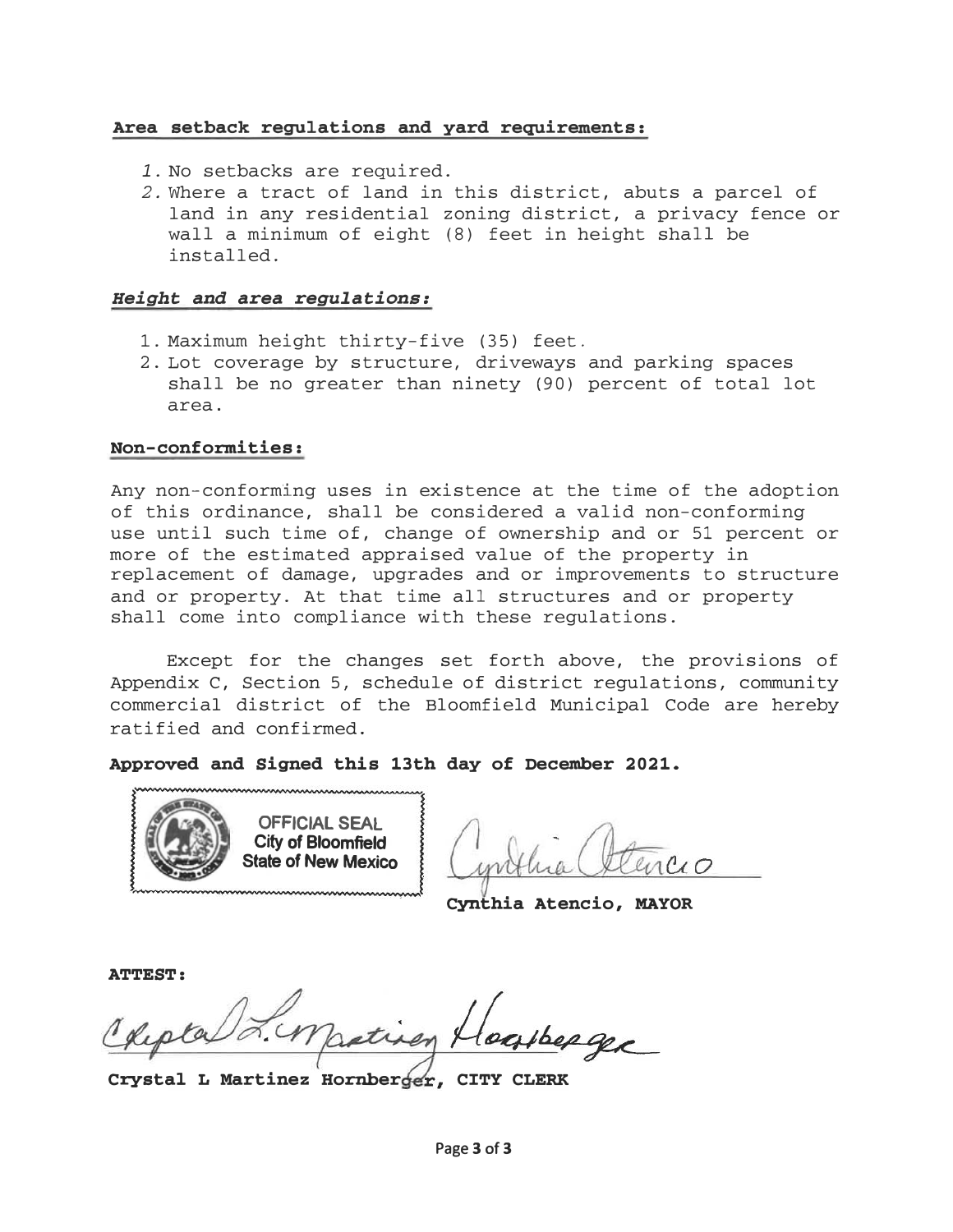**Area setback regulations and yard requirements:**

1. No setbacks are required.
2. Where a tract of land in this district, abuts a parcel of land in any residential zoning district, a privacy fence or wall a minimum of eight (8) feet in height shall be installed.

***Height and area regulations:***

1. Maximum height thirty-five (35) feet.
2. Lot coverage by structure, driveways and parking spaces shall be no greater than ninety (90) percent of total lot area.

**Non-conformities:**

Any non-conforming uses in existence at the time of the adoption of this ordinance, shall be considered a valid non-conforming use until such time of, change of ownership and or 51 percent or more of the estimated appraised value of the property in replacement of damage, upgrades and or improvements to structure and or property. At that time all structures and or property shall come into compliance with these regulations.

Except for the changes set forth above, the provisions of Appendix C, Section 5, schedule of district regulations, community commercial district of the Bloomfield Municipal Code are hereby ratified and confirmed.

**Approved and Signed this 13th day of December 2021.**

OFFICIAL SEAL
City of Bloomfield
State of New Mexico

Cynthia Atencio

**Cynthia Atencio, MAYOR**

**ATTEST:**

Crystal L. Martinez Hornberger

**Crystal L Martinez Hornberger, CITY CLERK**